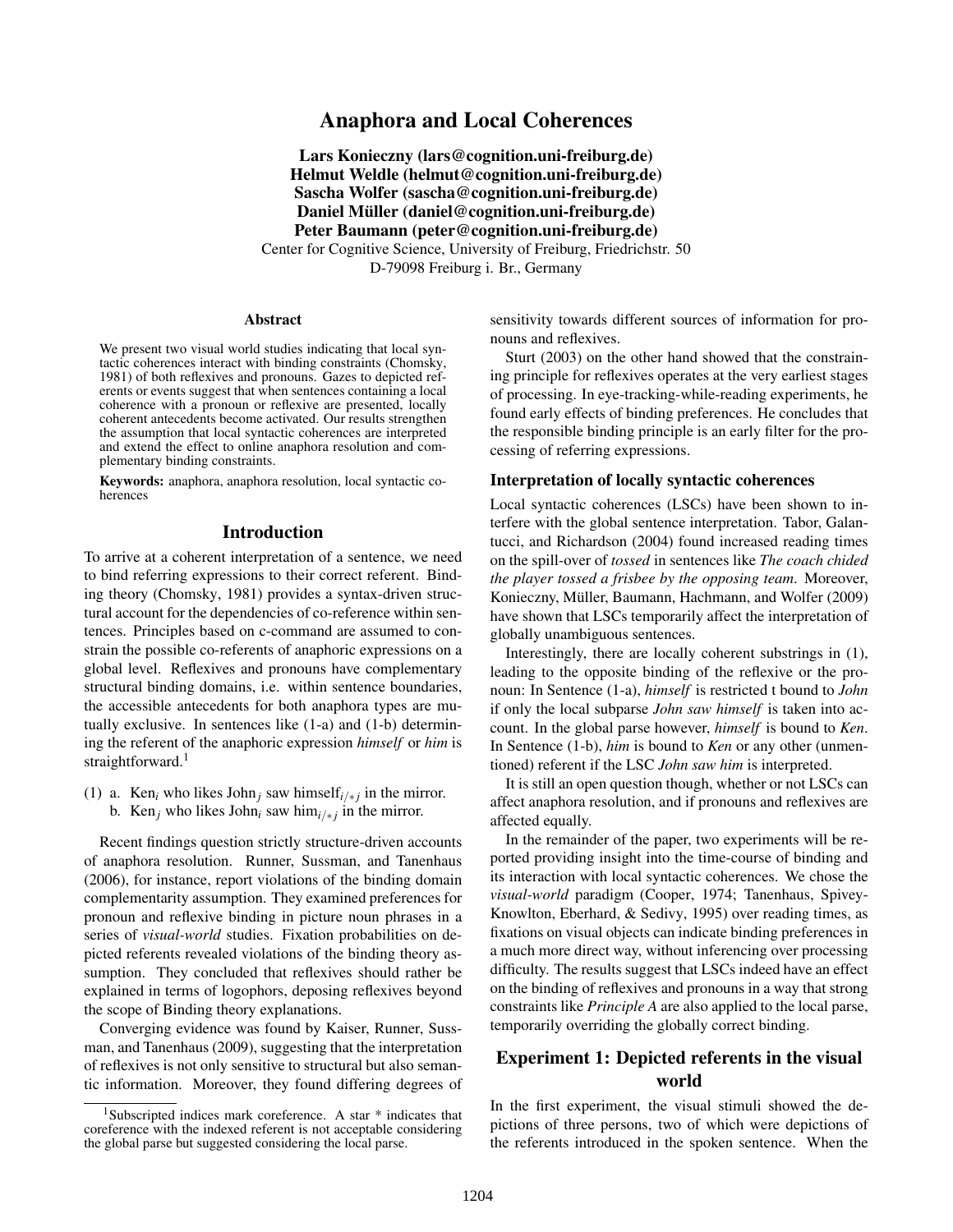# Anaphora and Local Coherences

**Lars Konieczny (lars@cognition.uni-freiburg.de)**
**Helmut Weldle (helmut@cognition.uni-freiburg.de)**
**Sascha Wolfer (sascha@cognition.uni-freiburg.de)**
**Daniel Müller (daniel@cognition.uni-freiburg.de)**
**Peter Baumann (peter@cognition.uni-freiburg.de)**
Center for Cognitive Science, University of Freiburg, Friedrichstr. 50
D-79098 Freiburg i. Br., Germany

## Abstract

We present two visual world studies indicating that local syntactic coherences interact with binding constraints (Chomsky, 1981) of both reflexives and pronouns. Gazes to depicted referents or events suggest that when sentences containing a local coherence with a pronoun or reflexive are presented, locally coherent antecedents become activated. Our results strengthen the assumption that local syntactic coherences are interpreted and extend the effect to online anaphora resolution and complementary binding constraints.

**Keywords:** anaphora, anaphora resolution, local syntactic coherences

## Introduction

To arrive at a coherent interpretation of a sentence, we need to bind referring expressions to their correct referent. Binding theory (Chomsky, 1981) provides a syntax-driven structural account for the dependencies of co-reference within sentences. Principles based on c-command are assumed to constrain the possible co-referents of anaphoric expressions on a global level. Reflexives and pronouns have complementary structural binding domains, i.e. within sentence boundaries, the accessible antecedents for both anaphora types are mutually exclusive. In sentences like (1-a) and (1-b) determining the referent of the anaphoric expression *himself* or *him* is straightforward.[1]

(1) a. Ken$_i$ who likes John$_j$ saw himself$_{i/*j}$ in the mirror.
    b. Ken$_j$ who likes John$_i$ saw him$_{i/*j}$ in the mirror.

Recent findings question strictly structure-driven accounts of anaphora resolution. Runner, Sussman, and Tanenhaus (2006), for instance, report violations of the binding domain complementarity assumption. They examined preferences for pronoun and reflexive binding in picture noun phrases in a series of *visual-world* studies. Fixation probabilities on depicted referents revealed violations of the binding theory assumption. They concluded that reflexives should rather be explained in terms of logophors, deposing reflexives beyond the scope of Binding theory explanations.

Converging evidence was found by Kaiser, Runner, Sussman, and Tanenhaus (2009), suggesting that the interpretation of reflexives is not only sensitive to structural but also semantic information. Moreover, they found differing degrees of sensitivity towards different sources of information for pronouns and reflexives.

Sturt (2003) on the other hand showed that the constraining principle for reflexives operates at the very earliest stages of processing. In eye-tracking-while-reading experiments, he found early effects of binding preferences. He concludes that the responsible binding principle is an early filter for the processing of referring expressions.

[1] Subscripted indices mark coreference. A star * indicates that coreference with the indexed referent is not acceptable considering the global parse but suggested considering the local parse.

### Interpretation of locally syntactic coherences

Local syntactic coherences (LSCs) have been shown to interfere with the global sentence interpretation. Tabor, Galantucci, and Richardson (2004) found increased reading times on the spill-over of *tossed* in sentences like *The coach chided the player tossed a frisbee by the opposing team*. Moreover, Konieczny, Müller, Baumann, Hachmann, and Wolfer (2009) have shown that LSCs temporarily affect the interpretation of globally unambiguous sentences.

Interestingly, there are locally coherent substrings in (1), leading to the opposite binding of the reflexive or the pronoun: In Sentence (1-a), *himself* is restricted t bound to *John* if only the local subparse *John saw himself* is taken into account. In the global parse however, *himself* is bound to *Ken*. In Sentence (1-b), *him* is bound to *Ken* or any other (unmentioned) referent if the LSC *John saw him* is interpreted.

It is still an open question though, whether or not LSCs can affect anaphora resolution, and if pronouns and reflexives are affected equally.

In the remainder of the paper, two experiments will be reported providing insight into the time-course of binding and its interaction with local syntactic coherences. We chose the *visual-world* paradigm (Cooper, 1974; Tanenhaus, Spivey-Knowlton, Eberhard, & Sedivy, 1995) over reading times, as fixations on visual objects can indicate binding preferences in a much more direct way, without inferencing over processing difficulty. The results suggest that LSCs indeed have an effect on the binding of reflexives and pronouns in a way that strong constraints like *Principle A* are also applied to the local parse, temporarily overriding the globally correct binding.

## Experiment 1: Depicted referents in the visual world

In the first experiment, the visual stimuli showed the depictions of three persons, two of which were depictions of the referents introduced in the spoken sentence. When the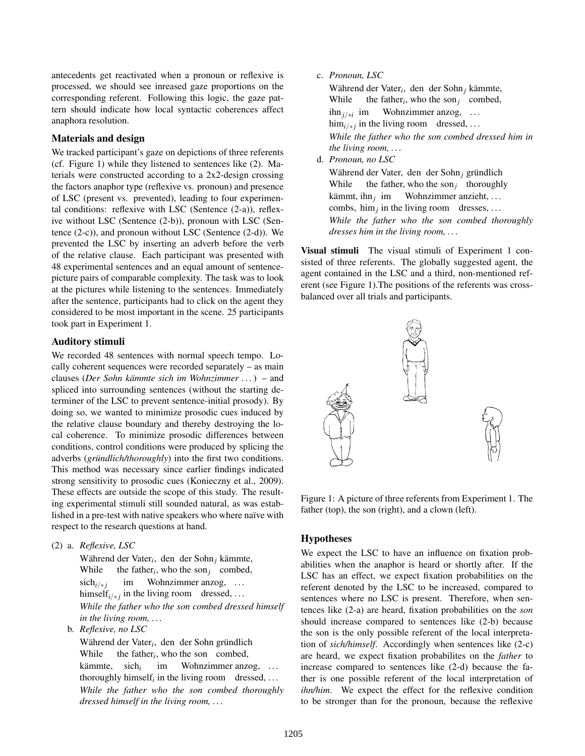antecedents get reactivated when a pronoun or reflexive is processed, we should see inreased gaze proportions on the corresponding referent. Following this logic, the gaze pattern should indicate how local syntactic coherences affect anaphora resolution.

### Materials and design

We tracked participant's gaze on depictions of three referents (cf. Figure 1) while they listened to sentences like (2). Materials were constructed according to a 2x2-design crossing the factors anaphor type (reflexive vs. pronoun) and presence of LSC (present vs. prevented), leading to four experimental conditions: reflexive with LSC (Sentence (2-a)), reflexive without LSC (Sentence (2-b)), pronoun with LSC (Sentence (2-c)), and pronoun without LSC (Sentence (2-d)). We prevented the LSC by inserting an adverb before the verb of the relative clause. Each participant was presented with 48 experimental sentences and an equal amount of sentence-picture pairs of comparable complexity. The task was to look at the pictures while listening to the sentences. Immediately after the sentence, participants had to click on the agent they considered to be most important in the scene. 25 participants took part in Experiment 1.

### Auditory stimuli

We recorded 48 sentences with normal speech tempo. Locally coherent sequences were recorded separately – as main clauses (*Der Sohn kämmte sich im Wohnzimmer ...*) – and spliced into surrounding sentences (without the starting determiner of the LSC to prevent sentence-initial prosody). By doing so, we wanted to minimize prosodic cues induced by the relative clause boundary and thereby destroying the local coherence. To minimize prosodic differences between conditions, control conditions were produced by splicing the adverbs (*gründlich/thoroughly*) into the first two conditions. This method was necessary since earlier findings indicated strong sensitivity to prosodic cues (Konieczny et al., 2009). These effects are outside the scope of this study. The resulting experimental stimuli still sounded natural, as was established in a pre-test with native speakers who where naïve with respect to the research questions at hand.

(2) a. *Reflexive, LSC*

Während der Vater$_i$, den der Sohn$_j$ kämmte,
While the father$_i$, who the son$_j$ combed,
sich$_{i/*j}$ im Wohnzimmer anzog, ...
himself$_{i/*j}$ in the living room dressed, ...
*While the father who the son combed dressed himself in the living room, ...*

b. *Reflexive, no LSC*

Während der Vater$_i$, den der Sohn gründlich
While the father$_i$, who the son combed,
kämmte, sich$_i$ im Wohnzimmer anzog, ...
thoroughly himself$_i$ in the living room dressed, ...
*While the father who the son combed thoroughly dressed himself in the living room, ...*

c. *Pronoun, LSC*

Während der Vater$_i$, den der Sohn$_j$ kämmte,
While the father$_i$, who the son$_j$ combed,
ihn$_{j/*i}$ im Wohnzimmer anzog, ...
him$_{i/*j}$ in the living room dressed, ...
*While the father who the son combed dressed him in the living room, ...*

d. *Pronoun, no LSC*

Während der Vater, den der Sohn$_j$ gründlich
While the father, who the son$_j$ thoroughly
kämmt, ihn$_j$ im Wohnzimmer anzieht, ...
combs, him$_j$ in the living room dresses, ...
*While the father who the son combed thoroughly dresses him in the living room, ...*

**Visual stimuli** The visual stimuli of Experiment 1 consisted of three referents. The globally suggested agent, the agent contained in the LSC and a third, non-mentioned referent (see Figure 1).The positions of the referents was cross-balanced over all trials and participants.

Figure 1: A picture of three referents from Experiment 1. The father (top), the son (right), and a clown (left).

### Hypotheses

We expect the LSC to have an influence on fixation probabilities when the anaphor is heard or shortly after. If the LSC has an effect, we expect fixation probabilities on the referent denoted by the LSC to be increased, compared to sentences where no LSC is present. Therefore, when sentences like (2-a) are heard, fixation probabilities on the *son* should increase compared to sentences like (2-b) because the son is the only possible referent of the local interpretation of *sich/himself*. Accordingly when sentences like (2-c) are heard, we expect fixation probabilites on the *father* to increase compared to sentences like (2-d) because the father is one possible referent of the local interpretation of *ihn/him*. We expect the effect for the reflexive condition to be stronger than for the pronoun, because the reflexive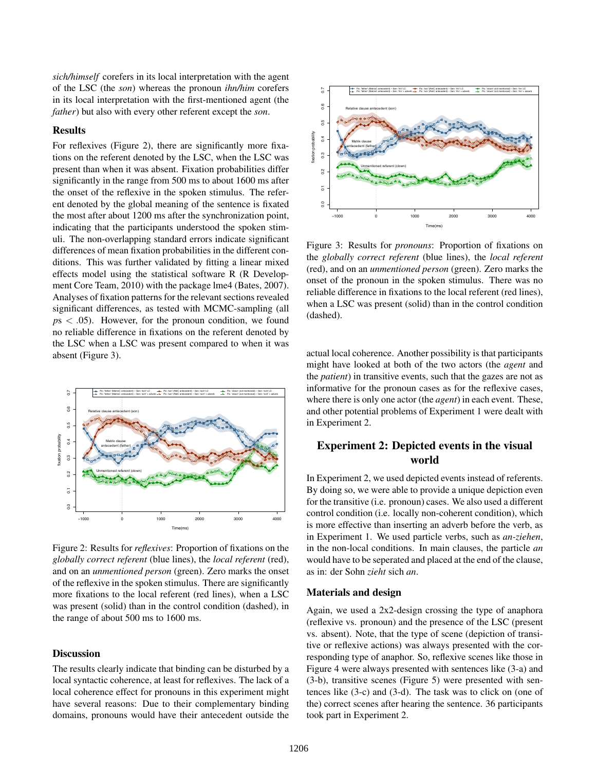*sich/himself* corefers in its local interpretation with the agent of the LSC (the *son*) whereas the pronoun *ihn/him* corefers in its local interpretation with the first-mentioned agent (the *father*) but also with every other referent except the *son*.

## Results

For reflexives (Figure 2), there are significantly more fixations on the referent denoted by the LSC, when the LSC was present than when it was absent. Fixation probabilities differ significantly in the range from 500 ms to about 1600 ms after the onset of the reflexive in the spoken stimulus. The referent denoted by the global meaning of the sentence is fixated the most after about 1200 ms after the synchronization point, indicating that the participants understood the spoken stimuli. The non-overlapping standard errors indicate significant differences of mean fixation probabilities in the different conditions. This was further validated by fitting a linear mixed effects model using the statistical software R (R Development Core Team, 2010) with the package lme4 (Bates, 2007). Analyses of fixation patterns for the relevant sections revealed significant differences, as tested with MCMC-sampling (all $ps < .05$). However, for the pronoun condition, we found no reliable difference in fixations on the referent denoted by the LSC when a LSC was present compared to when it was absent (Figure 3).

Figure 2: Results for *reflexives*: Proportion of fixations on the *globally correct referent* (blue lines), the *local referent* (red), and on an *unmentioned person* (green). Zero marks the onset of the reflexive in the spoken stimulus. There are significantly more fixations to the local referent (red lines), when a LSC was present (solid) than in the control condition (dashed), in the range of about 500 ms to 1600 ms.

## Discussion

The results clearly indicate that binding can be disturbed by a local syntactic coherence, at least for reflexives. The lack of a local coherence effect for pronouns in this experiment might have several reasons: Due to their complementary binding domains, pronouns would have their antecedent outside the actual local coherence. Another possibility is that participants might have looked at both of the two actors (the *agent* and the *patient*) in transitive events, such that the gazes are not as informative for the pronoun cases as for the reflexive cases, where there is only one actor (the *agent*) in each event. These, and other potential problems of Experiment 1 were dealt with in Experiment 2.

Figure 3: Results for *pronouns*: Proportion of fixations on the *globally correct referent* (blue lines), the *local referent* (red), and on an *unmentioned person* (green). Zero marks the onset of the pronoun in the spoken stimulus. There was no reliable difference in fixations to the local referent (red lines), when a LSC was present (solid) than in the control condition (dashed).

## Experiment 2: Depicted events in the visual world

In Experiment 2, we used depicted events instead of referents. By doing so, we were able to provide a unique depiction even for the transitive (i.e. pronoun) cases. We also used a different control condition (i.e. locally non-coherent condition), which is more effective than inserting an adverb before the verb, as in Experiment 1. We used particle verbs, such as *an-ziehen*, in the non-local conditions. In main clauses, the particle *an* would have to be seperated and placed at the end of the clause, as in: der Sohn *zieht* sich *an*.

### Materials and design

Again, we used a 2x2-design crossing the type of anaphora (reflexive vs. pronoun) and the presence of the LSC (present vs. absent). Note, that the type of scene (depiction of transitive or reflexive actions) was always presented with the corresponding type of anaphor. So, reflexive scenes like those in Figure 4 were always presented with sentences like (3-a) and (3-b), transitive scenes (Figure 5) were presented with sentences like (3-c) and (3-d). The task was to click on (one of the) correct scenes after hearing the sentence. 36 participants took part in Experiment 2.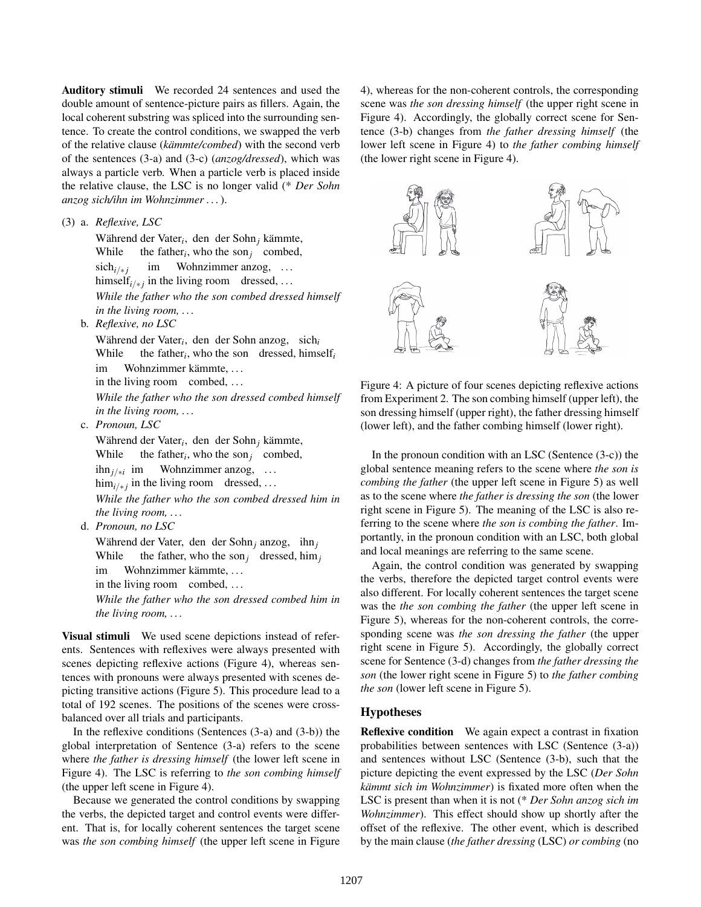**Auditory stimuli** We recorded 24 sentences and used the double amount of sentence-picture pairs as fillers. Again, the local coherent substring was spliced into the surrounding sentence. To create the control conditions, we swapped the verb of the relative clause (*kämmte/combed*) with the second verb of the sentences (3-a) and (3-c) (*anzog/dressed*), which was always a particle verb. When a particle verb is placed inside the relative clause, the LSC is no longer valid (* *Der Sohn anzog sich/ihn im Wohnzimmer . . .* ).

(3) a. *Reflexive, LSC*

Während der Vater$_i$, den der Sohn$_j$ kämmte,
While the father$_i$, who the son$_j$ combed,
sich$_{i/*j}$ im Wohnzimmer anzog, ...
himself$_{i/*j}$ in the living room dressed, ...
*While the father who the son combed dressed himself in the living room, . . .*

b. *Reflexive, no LSC*

Während der Vater$_i$, den der Sohn anzog, sich$_i$
While the father$_i$, who the son dressed, himself$_i$
im Wohnzimmer kämmte, ...
in the living room combed, ...
*While the father who the son dressed combed himself in the living room, . . .*

c. *Pronoun, LSC*

Während der Vater$_i$, den der Sohn$_j$ kämmte,
While the father$_i$, who the son$_j$ combed,
ihn$_{j/*i}$ im Wohnzimmer anzog, ...
him$_{i/*j}$ in the living room dressed, ...
*While the father who the son combed dressed him in the living room, . . .*

d. *Pronoun, no LSC*

Während der Vater, den der Sohn$_j$ anzog, ihn$_j$
While the father, who the son$_j$ dressed, him$_j$
im Wohnzimmer kämmte, ...
in the living room combed, ...
*While the father who the son dressed combed him in the living room, . . .*

**Visual stimuli** We used scene depictions instead of referents. Sentences with reflexives were always presented with scenes depicting reflexive actions (Figure 4), whereas sentences with pronouns were always presented with scenes depicting transitive actions (Figure 5). This procedure lead to a total of 192 scenes. The positions of the scenes were cross-balanced over all trials and participants.

In the reflexive conditions (Sentences (3-a) and (3-b)) the global interpretation of Sentence (3-a) refers to the scene where *the father is dressing himself* (the lower left scene in Figure 4). The LSC is referring to *the son combing himself* (the upper left scene in Figure 4).

Because we generated the control conditions by swapping the verbs, the depicted target and control events were different. That is, for locally coherent sentences the target scene was *the son combing himself* (the upper left scene in Figure 4), whereas for the non-coherent controls, the corresponding scene was *the son dressing himself* (the upper right scene in Figure 4). Accordingly, the globally correct scene for Sentence (3-b) changes from *the father dressing himself* (the lower left scene in Figure 4) to *the father combing himself* (the lower right scene in Figure 4).

Figure 4: A picture of four scenes depicting reflexive actions from Experiment 2. The son combing himself (upper left), the son dressing himself (upper right), the father dressing himself (lower left), and the father combing himself (lower right).

In the pronoun condition with an LSC (Sentence (3-c)) the global sentence meaning refers to the scene where *the son is combing the father* (the upper left scene in Figure 5) as well as to the scene where *the father is dressing the son* (the lower right scene in Figure 5). The meaning of the LSC is also referring to the scene where *the son is combing the father*. Importantly, in the pronoun condition with an LSC, both global and local meanings are referring to the same scene.

Again, the control condition was generated by swapping the verbs, therefore the depicted target control events were also different. For locally coherent sentences the target scene was the *the son combing the father* (the upper left scene in Figure 5), whereas for the non-coherent controls, the corresponding scene was *the son dressing the father* (the upper right scene in Figure 5). Accordingly, the globally correct scene for Sentence (3-d) changes from *the father dressing the son* (the lower right scene in Figure 5) to *the father combing the son* (lower left scene in Figure 5).

## Hypotheses

**Reflexive condition** We again expect a contrast in fixation probabilities between sentences with LSC (Sentence (3-a)) and sentences without LSC (Sentence (3-b), such that the picture depicting the event expressed by the LSC (*Der Sohn kämmt sich im Wohnzimmer*) is fixated more often when the LSC is present than when it is not (* *Der Sohn anzog sich im Wohnzimmer*). This effect should show up shortly after the offset of the reflexive. The other event, which is described by the main clause (*the father dressing* (LSC) *or combing* (no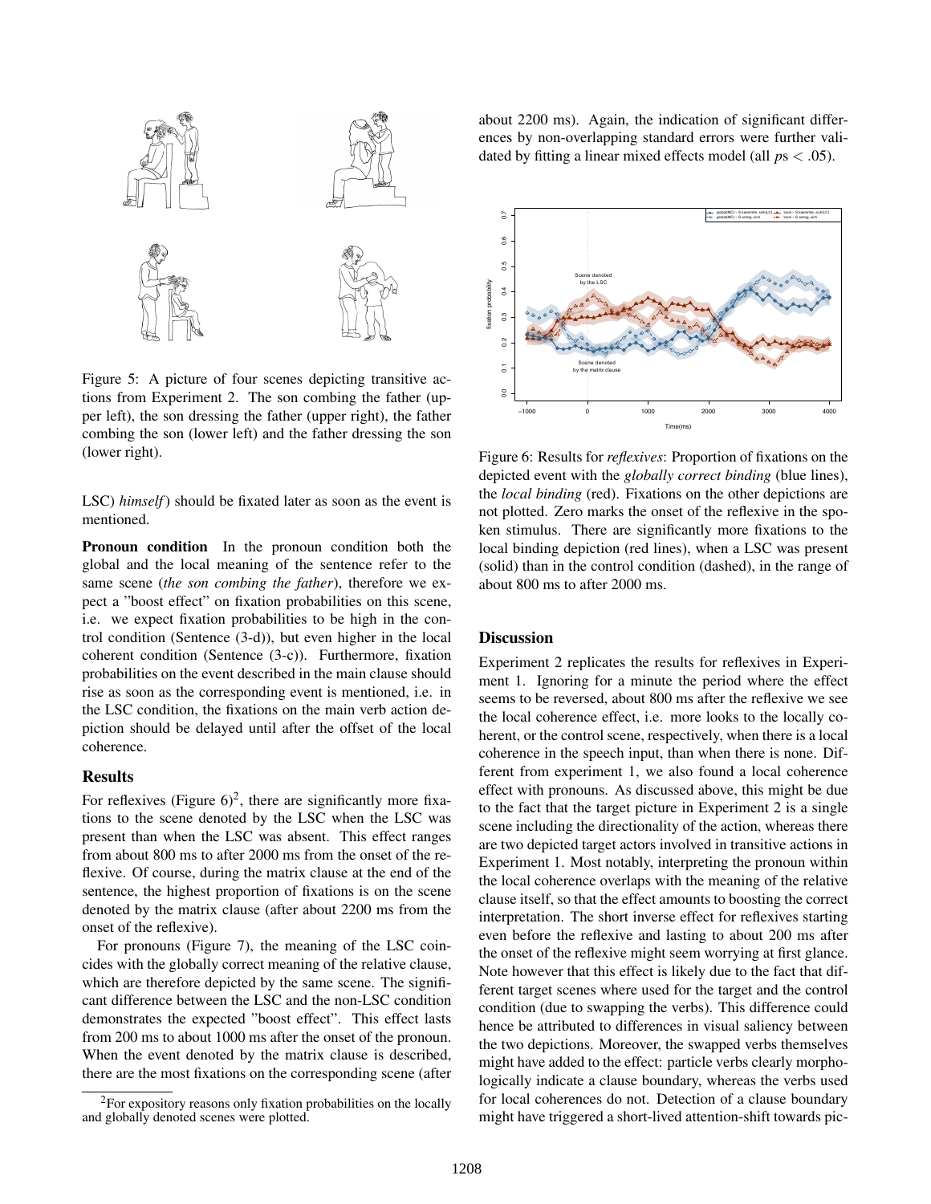Figure 5: A picture of four scenes depicting transitive actions from Experiment 2. The son combing the father (upper left), the son dressing the father (upper right), the father combing the son (lower left) and the father dressing the son (lower right).

LSC) *himself*) should be fixated later as soon as the event is mentioned.

**Pronoun condition** In the pronoun condition both the global and the local meaning of the sentence refer to the same scene (*the son combing the father*), therefore we expect a "boost effect" on fixation probabilities on this scene, i.e. we expect fixation probabilities to be high in the control condition (Sentence (3-d)), but even higher in the local coherent condition (Sentence (3-c)). Furthermore, fixation probabilities on the event described in the main clause should rise as soon as the corresponding event is mentioned, i.e. in the LSC condition, the fixations on the main verb action depiction should be delayed until after the offset of the local coherence.

## Results

For reflexives (Figure 6)[2], there are significantly more fixations to the scene denoted by the LSC when the LSC was present than when the LSC was absent. This effect ranges from about 800 ms to after 2000 ms from the onset of the reflexive. Of course, during the matrix clause at the end of the sentence, the highest proportion of fixations is on the scene denoted by the matrix clause (after about 2200 ms from the onset of the reflexive).

For pronouns (Figure 7), the meaning of the LSC coincides with the globally correct meaning of the relative clause, which are therefore depicted by the same scene. The significant difference between the LSC and the non-LSC condition demonstrates the expected "boost effect". This effect lasts from 200 ms to about 1000 ms after the onset of the pronoun. When the event denoted by the matrix clause is described, there are the most fixations on the corresponding scene (after about 2200 ms). Again, the indication of significant differences by non-overlapping standard errors were further validated by fitting a linear mixed effects model (all $p$s $< .05$).

[2]For expository reasons only fixation probabilities on the locally and globally denoted scenes were plotted.

Figure 6: Results for *reflexives*: Proportion of fixations on the depicted event with the *globally correct binding* (blue lines), the *local binding* (red). Fixations on the other depictions are not plotted. Zero marks the onset of the reflexive in the spoken stimulus. There are significantly more fixations to the local binding depiction (red lines), when a LSC was present (solid) than in the control condition (dashed), in the range of about 800 ms to after 2000 ms.

## Discussion

Experiment 2 replicates the results for reflexives in Experiment 1. Ignoring for a minute the period where the effect seems to be reversed, about 800 ms after the reflexive we see the local coherence effect, i.e. more looks to the locally coherent, or the control scene, respectively, when there is a local coherence in the speech input, than when there is none. Different from experiment 1, we also found a local coherence effect with pronouns. As discussed above, this might be due to the fact that the target picture in Experiment 2 is a single scene including the directionality of the action, whereas there are two depicted target actors involved in transitive actions in Experiment 1. Most notably, interpreting the pronoun within the local coherence overlaps with the meaning of the relative clause itself, so that the effect amounts to boosting the correct interpretation. The short inverse effect for reflexives starting even before the reflexive and lasting to about 200 ms after the onset of the reflexive might seem worrying at first glance. Note however that this effect is likely due to the fact that different target scenes where used for the target and the control condition (due to swapping the verbs). This difference could hence be attributed to differences in visual saliency between the two depictions. Moreover, the swapped verbs themselves might have added to the effect: particle verbs clearly morphologically indicate a clause boundary, whereas the verbs used for local coherences do not. Detection of a clause boundary might have triggered a short-lived attention-shift towards pic-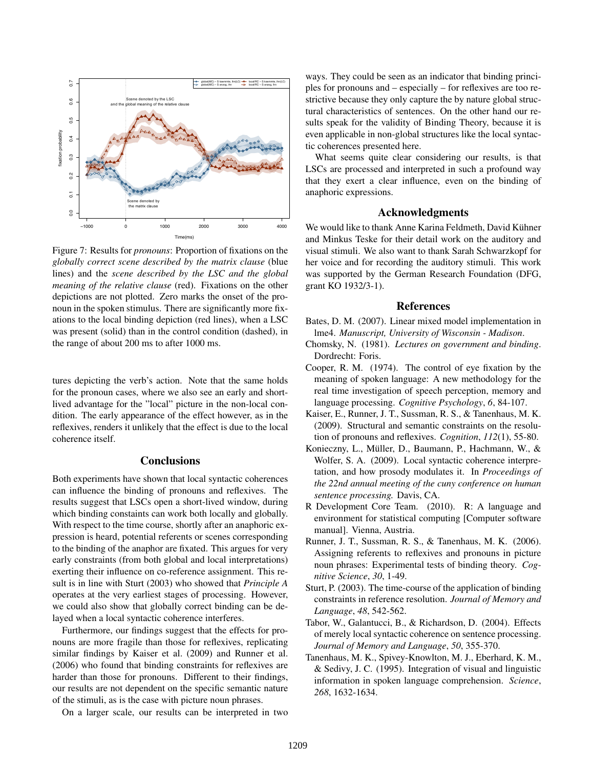0.7
0.6
0.5
0.4
0.3
0.2
0.1
0.0

fixation probability

global(MC) – S kaemmte, ihn(LC)
global(MC) – S anzog, ihn
local(RC) – S kaemmte, ihn(LC)
local(RC) – S anzog, ihn

Scene denoted by the LSC
and the global meaning of the relative clause

Scene denoted by
the matrix clause

−1000
0
1000
2000
3000
4000

Time(ms)

Figure 7: Results for *pronouns*: Proportion of fixations on the *globally correct scene described by the matrix clause* (blue lines) and the *scene described by the LSC and the global meaning of the relative clause* (red). Fixations on the other depictions are not plotted. Zero marks the onset of the pronoun in the spoken stimulus. There are significantly more fixations to the local binding depiction (red lines), when a LSC was present (solid) than in the control condition (dashed), in the range of about 200 ms to after 1000 ms.

tures depicting the verb's action. Note that the same holds for the pronoun cases, where we also see an early and short-lived advantage for the "local" picture in the non-local condition. The early appearance of the effect however, as in the reflexives, renders it unlikely that the effect is due to the local coherence itself.

## Conclusions

Both experiments have shown that local syntactic coherences can influence the binding of pronouns and reflexives. The results suggest that LSCs open a short-lived window, during which binding constaints can work both locally and globally. With respect to the time course, shortly after an anaphoric expression is heard, potential referents or scenes corresponding to the binding of the anaphor are fixated. This argues for very early constraints (from both global and local interpretations) exerting their influence on co-reference assignment. This result is in line with Sturt (2003) who showed that *Principle A* operates at the very earliest stages of processing. However, we could also show that globally correct binding can be delayed when a local syntactic coherence interferes.

Furthermore, our findings suggest that the effects for pronouns are more fragile than those for reflexives, replicating similar findings by Kaiser et al. (2009) and Runner et al. (2006) who found that binding constraints for reflexives are harder than those for pronouns. Different to their findings, our results are not dependent on the specific semantic nature of the stimuli, as is the case with picture noun phrases.

On a larger scale, our results can be interpreted in two ways. They could be seen as an indicator that binding principles for pronouns and – especially – for reflexives are too restrictive because they only capture the by nature global structural characteristics of sentences. On the other hand our results speak for the validity of Binding Theory, because it is even applicable in non-global structures like the local syntactic coherences presented here.

What seems quite clear considering our results, is that LSCs are processed and interpreted in such a profound way that they exert a clear influence, even on the binding of anaphoric expressions.

## Acknowledgments

We would like to thank Anne Karina Feldmeth, David Kühner and Minkus Teske for their detail work on the auditory and visual stimuli. We also want to thank Sarah Schwarzkopf for her voice and for recording the auditory stimuli. This work was supported by the German Research Foundation (DFG, grant KO 1932/3-1).

## References

Bates, D. M. (2007). Linear mixed model implementation in lme4. *Manuscript, University of Wisconsin - Madison*.

Chomsky, N. (1981). *Lectures on government and binding*. Dordrecht: Foris.

Cooper, R. M. (1974). The control of eye fixation by the meaning of spoken language: A new methodology for the real time investigation of speech perception, memory and language processing. *Cognitive Psychology*, *6*, 84-107.

Kaiser, E., Runner, J. T., Sussman, R. S., & Tanenhaus, M. K. (2009). Structural and semantic constraints on the resolution of pronouns and reflexives. *Cognition*, *112*(1), 55-80.

Konieczny, L., Müller, D., Baumann, P., Hachmann, W., & Wolfer, S. A. (2009). Local syntactic coherence interpretation, and how prosody modulates it. In *Proceedings of the 22nd annual meeting of the cuny conference on human sentence processing.* Davis, CA.

R Development Core Team. (2010). R: A language and environment for statistical computing [Computer software manual]. Vienna, Austria.

Runner, J. T., Sussman, R. S., & Tanenhaus, M. K. (2006). Assigning referents to reflexives and pronouns in picture noun phrases: Experimental tests of binding theory. *Cognitive Science*, *30*, 1-49.

Sturt, P. (2003). The time-course of the application of binding constraints in reference resolution. *Journal of Memory and Language*, *48*, 542-562.

Tabor, W., Galantucci, B., & Richardson, D. (2004). Effects of merely local syntactic coherence on sentence processing. *Journal of Memory and Language*, *50*, 355-370.

Tanenhaus, M. K., Spivey-Knowlton, M. J., Eberhard, K. M., & Sedivy, J. C. (1995). Integration of visual and linguistic information in spoken language comprehension. *Science*, *268*, 1632-1634.